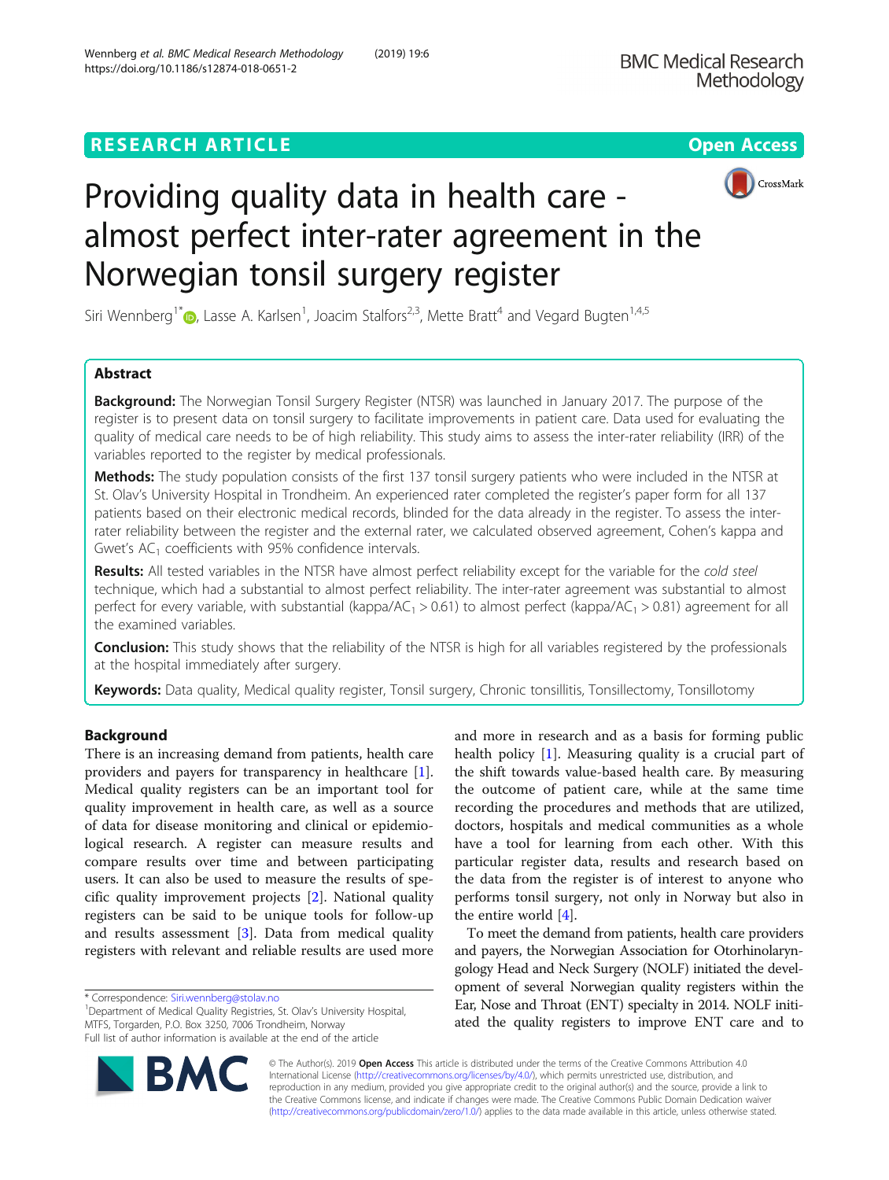RESEARCH ARTICLE

Open Access

# Providing quality data in health care - almost perfect inter-rater agreement in the Norwegian tonsil surgery register

Siri Wennberg[1*], Lasse A. Karlsen[1], Joacim Stalfors[2,3], Mette Bratt[4] and Vegard Bugten[1,4,5]

## Abstract

**Background:** The Norwegian Tonsil Surgery Register (NTSR) was launched in January 2017. The purpose of the register is to present data on tonsil surgery to facilitate improvements in patient care. Data used for evaluating the quality of medical care needs to be of high reliability. This study aims to assess the inter-rater reliability (IRR) of the variables reported to the register by medical professionals.

**Methods:** The study population consists of the first 137 tonsil surgery patients who were included in the NTSR at St. Olav's University Hospital in Trondheim. An experienced rater completed the register's paper form for all 137 patients based on their electronic medical records, blinded for the data already in the register. To assess the inter-rater reliability between the register and the external rater, we calculated observed agreement, Cohen's kappa and Gwet's $AC_1$ coefficients with 95% confidence intervals.

**Results:** All tested variables in the NTSR have almost perfect reliability except for the variable for the *cold steel* technique, which had a substantial to almost perfect reliability. The inter-rater agreement was substantial to almost perfect for every variable, with substantial (kappa/$AC_1$ > 0.61) to almost perfect (kappa/$AC_1$ > 0.81) agreement for all the examined variables.

**Conclusion:** This study shows that the reliability of the NTSR is high for all variables registered by the professionals at the hospital immediately after surgery.

**Keywords:** Data quality, Medical quality register, Tonsil surgery, Chronic tonsillitis, Tonsillectomy, Tonsillotomy

## Background

There is an increasing demand from patients, health care providers and payers for transparency in healthcare [1]. Medical quality registers can be an important tool for quality improvement in health care, as well as a source of data for disease monitoring and clinical or epidemiological research. A register can measure results and compare results over time and between participating users. It can also be used to measure the results of specific quality improvement projects [2]. National quality registers can be said to be unique tools for follow-up and results assessment [3]. Data from medical quality registers with relevant and reliable results are used more and more in research and as a basis for forming public health policy [1]. Measuring quality is a crucial part of the shift towards value-based health care. By measuring the outcome of patient care, while at the same time recording the procedures and methods that are utilized, doctors, hospitals and medical communities as a whole have a tool for learning from each other. With this particular register data, results and research based on the data from the register is of interest to anyone who performs tonsil surgery, not only in Norway but also in the entire world [4].

To meet the demand from patients, health care providers and payers, the Norwegian Association for Otorhinolaryngology Head and Neck Surgery (NOLF) initiated the development of several Norwegian quality registers within the Ear, Nose and Throat (ENT) specialty in 2014. NOLF initiated the quality registers to improve ENT care and to

\* Correspondence: Siri.wennberg@stolav.no
[1]Department of Medical Quality Registries, St. Olav's University Hospital, MTFS, Torgarden, P.O. Box 3250, 7006 Trondheim, Norway
Full list of author information is available at the end of the article

© The Author(s). 2019 **Open Access** This article is distributed under the terms of the Creative Commons Attribution 4.0 International License (http://creativecommons.org/licenses/by/4.0/), which permits unrestricted use, distribution, and reproduction in any medium, provided you give appropriate credit to the original author(s) and the source, provide a link to the Creative Commons license, and indicate if changes were made. The Creative Commons Public Domain Dedication waiver (http://creativecommons.org/publicdomain/zero/1.0/) applies to the data made available in this article, unless otherwise stated.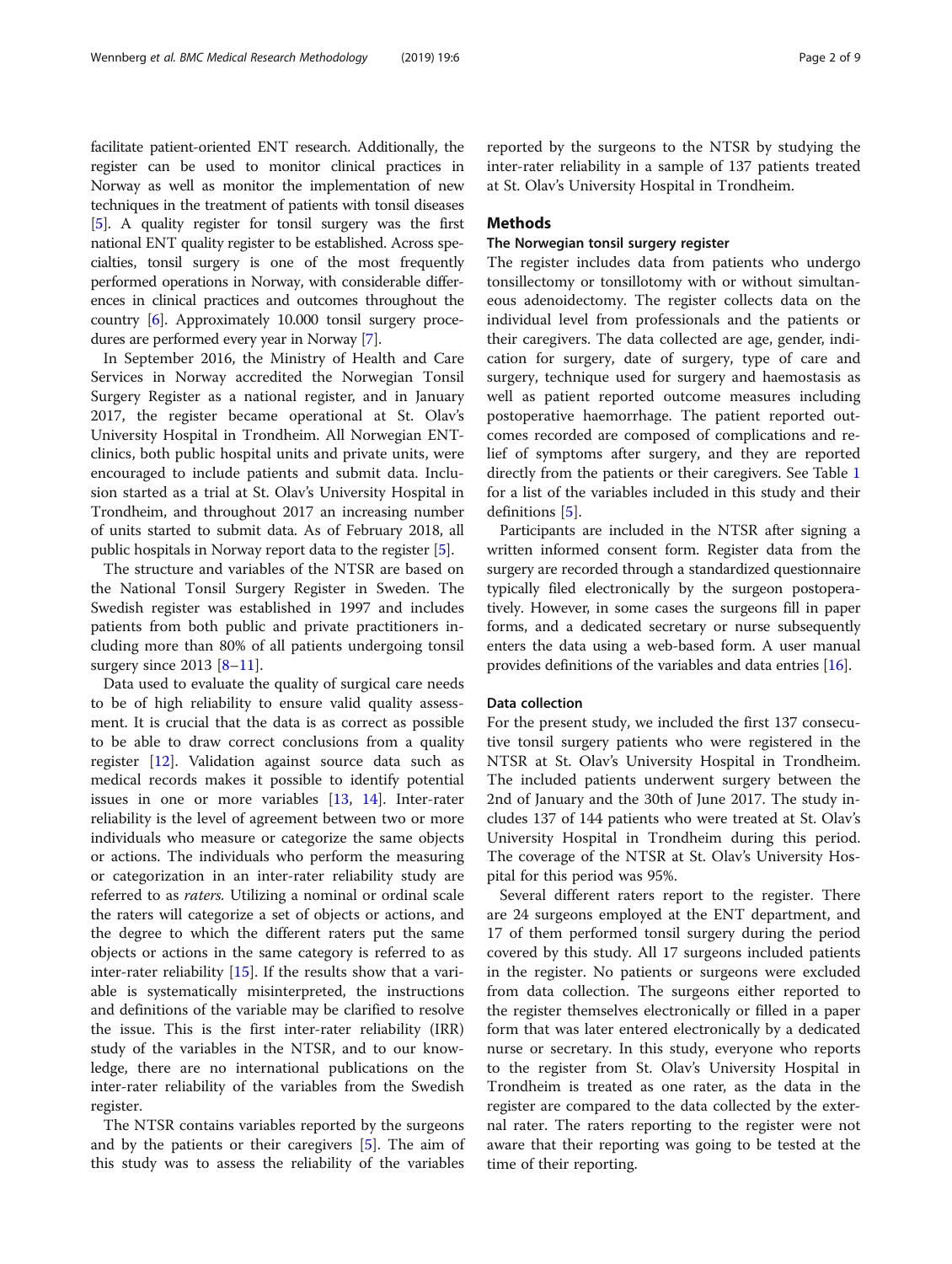facilitate patient-oriented ENT research. Additionally, the register can be used to monitor clinical practices in Norway as well as monitor the implementation of new techniques in the treatment of patients with tonsil diseases [5]. A quality register for tonsil surgery was the first national ENT quality register to be established. Across specialties, tonsil surgery is one of the most frequently performed operations in Norway, with considerable differences in clinical practices and outcomes throughout the country [6]. Approximately 10.000 tonsil surgery procedures are performed every year in Norway [7].

In September 2016, the Ministry of Health and Care Services in Norway accredited the Norwegian Tonsil Surgery Register as a national register, and in January 2017, the register became operational at St. Olav's University Hospital in Trondheim. All Norwegian ENT-clinics, both public hospital units and private units, were encouraged to include patients and submit data. Inclusion started as a trial at St. Olav's University Hospital in Trondheim, and throughout 2017 an increasing number of units started to submit data. As of February 2018, all public hospitals in Norway report data to the register [5].

The structure and variables of the NTSR are based on the National Tonsil Surgery Register in Sweden. The Swedish register was established in 1997 and includes patients from both public and private practitioners including more than 80% of all patients undergoing tonsil surgery since 2013 [8–11].

Data used to evaluate the quality of surgical care needs to be of high reliability to ensure valid quality assessment. It is crucial that the data is as correct as possible to be able to draw correct conclusions from a quality register [12]. Validation against source data such as medical records makes it possible to identify potential issues in one or more variables [13, 14]. Inter-rater reliability is the level of agreement between two or more individuals who measure or categorize the same objects or actions. The individuals who perform the measuring or categorization in an inter-rater reliability study are referred to as *raters.* Utilizing a nominal or ordinal scale the raters will categorize a set of objects or actions, and the degree to which the different raters put the same objects or actions in the same category is referred to as inter-rater reliability [15]. If the results show that a variable is systematically misinterpreted, the instructions and definitions of the variable may be clarified to resolve the issue. This is the first inter-rater reliability (IRR) study of the variables in the NTSR, and to our knowledge, there are no international publications on the inter-rater reliability of the variables from the Swedish register.

The NTSR contains variables reported by the surgeons and by the patients or their caregivers [5]. The aim of this study was to assess the reliability of the variables reported by the surgeons to the NTSR by studying the inter-rater reliability in a sample of 137 patients treated at St. Olav's University Hospital in Trondheim.

## Methods

### The Norwegian tonsil surgery register

The register includes data from patients who undergo tonsillectomy or tonsillotomy with or without simultaneous adenoidectomy. The register collects data on the individual level from professionals and the patients or their caregivers. The data collected are age, gender, indication for surgery, date of surgery, type of care and surgery, technique used for surgery and haemostasis as well as patient reported outcome measures including postoperative haemorrhage. The patient reported outcomes recorded are composed of complications and relief of symptoms after surgery, and they are reported directly from the patients or their caregivers. See Table 1 for a list of the variables included in this study and their definitions [5].

Participants are included in the NTSR after signing a written informed consent form. Register data from the surgery are recorded through a standardized questionnaire typically filed electronically by the surgeon postoperatively. However, in some cases the surgeons fill in paper forms, and a dedicated secretary or nurse subsequently enters the data using a web-based form. A user manual provides definitions of the variables and data entries [16].

### Data collection

For the present study, we included the first 137 consecutive tonsil surgery patients who were registered in the NTSR at St. Olav's University Hospital in Trondheim. The included patients underwent surgery between the 2nd of January and the 30th of June 2017. The study includes 137 of 144 patients who were treated at St. Olav's University Hospital in Trondheim during this period. The coverage of the NTSR at St. Olav's University Hospital for this period was 95%.

Several different raters report to the register. There are 24 surgeons employed at the ENT department, and 17 of them performed tonsil surgery during the period covered by this study. All 17 surgeons included patients in the register. No patients or surgeons were excluded from data collection. The surgeons either reported to the register themselves electronically or filled in a paper form that was later entered electronically by a dedicated nurse or secretary. In this study, everyone who reports to the register from St. Olav's University Hospital in Trondheim is treated as one rater, as the data in the register are compared to the data collected by the external rater. The raters reporting to the register were not aware that their reporting was going to be tested at the time of their reporting.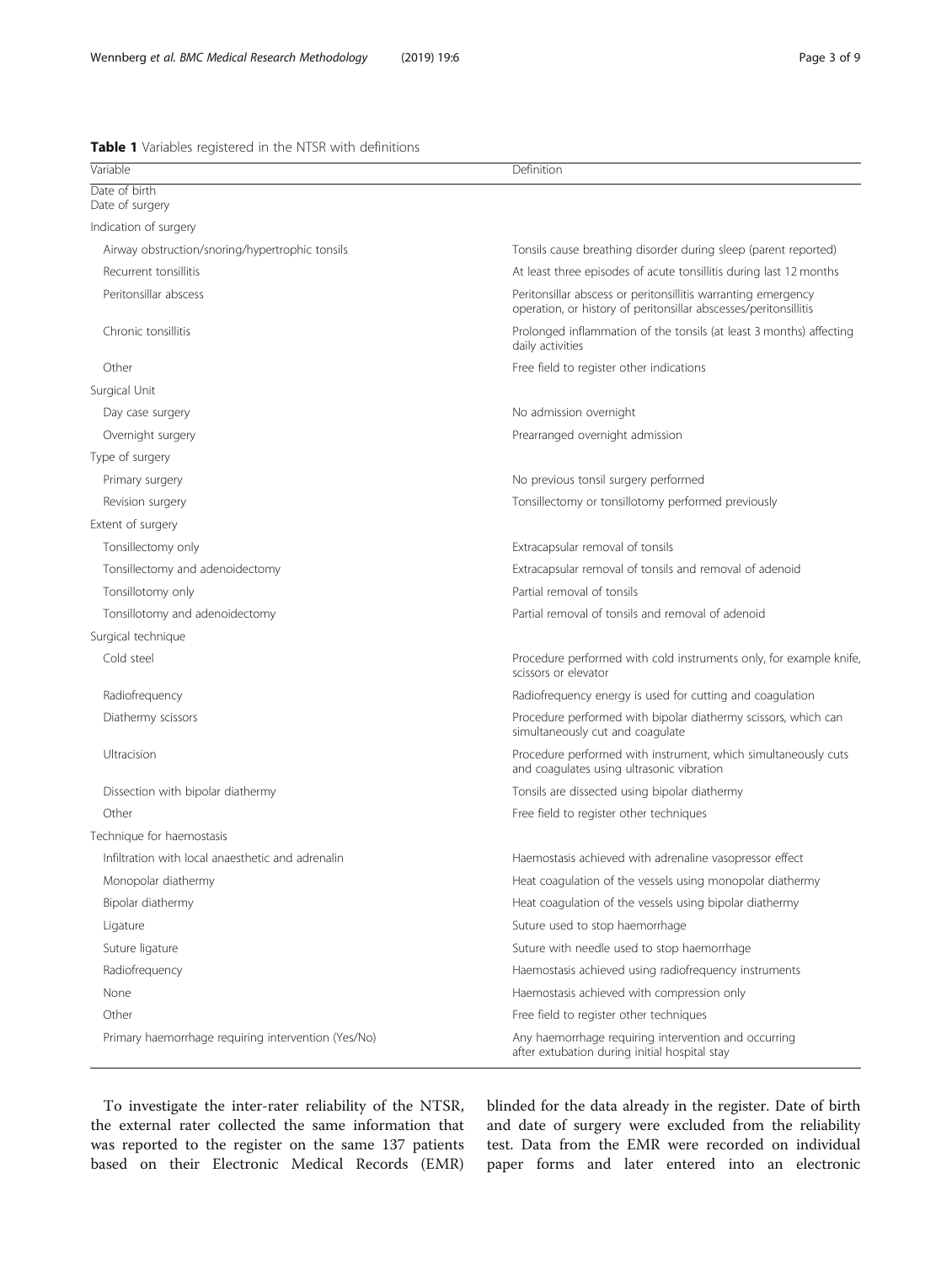**Table 1** Variables registered in the NTSR with definitions

| Variable | Definition |
|---|---|
| Date of birth | |
| Date of surgery | |
| Indication of surgery | |
| Airway obstruction/snoring/hypertrophic tonsils | Tonsils cause breathing disorder during sleep (parent reported) |
| Recurrent tonsillitis | At least three episodes of acute tonsillitis during last 12 months |
| Peritonsillar abscess | Peritonsillar abscess or peritonsillitis warranting emergency operation, or history of peritonsillar abscesses/peritonsillitis |
| Chronic tonsillitis | Prolonged inflammation of the tonsils (at least 3 months) affecting daily activities |
| Other | Free field to register other indications |
| Surgical Unit | |
| Day case surgery | No admission overnight |
| Overnight surgery | Prearranged overnight admission |
| Type of surgery | |
| Primary surgery | No previous tonsil surgery performed |
| Revision surgery | Tonsillectomy or tonsillotomy performed previously |
| Extent of surgery | |
| Tonsillectomy only | Extracapsular removal of tonsils |
| Tonsillectomy and adenoidectomy | Extracapsular removal of tonsils and removal of adenoid |
| Tonsillotomy only | Partial removal of tonsils |
| Tonsillotomy and adenoidectomy | Partial removal of tonsils and removal of adenoid |
| Surgical technique | |
| Cold steel | Procedure performed with cold instruments only, for example knife, scissors or elevator |
| Radiofrequency | Radiofrequency energy is used for cutting and coagulation |
| Diathermy scissors | Procedure performed with bipolar diathermy scissors, which can simultaneously cut and coagulate |
| Ultracision | Procedure performed with instrument, which simultaneously cuts and coagulates using ultrasonic vibration |
| Dissection with bipolar diathermy | Tonsils are dissected using bipolar diathermy |
| Other | Free field to register other techniques |
| Technique for haemostasis | |
| Infiltration with local anaesthetic and adrenalin | Haemostasis achieved with adrenaline vasopressor effect |
| Monopolar diathermy | Heat coagulation of the vessels using monopolar diathermy |
| Bipolar diathermy | Heat coagulation of the vessels using bipolar diathermy |
| Ligature | Suture used to stop haemorrhage |
| Suture ligature | Suture with needle used to stop haemorrhage |
| Radiofrequency | Haemostasis achieved using radiofrequency instruments |
| None | Haemostasis achieved with compression only |
| Other | Free field to register other techniques |
| Primary haemorrhage requiring intervention (Yes/No) | Any haemorrhage requiring intervention and occurring after extubation during initial hospital stay |

To investigate the inter-rater reliability of the NTSR, the external rater collected the same information that was reported to the register on the same 137 patients based on their Electronic Medical Records (EMR) blinded for the data already in the register. Date of birth and date of surgery were excluded from the reliability test. Data from the EMR were recorded on individual paper forms and later entered into an electronic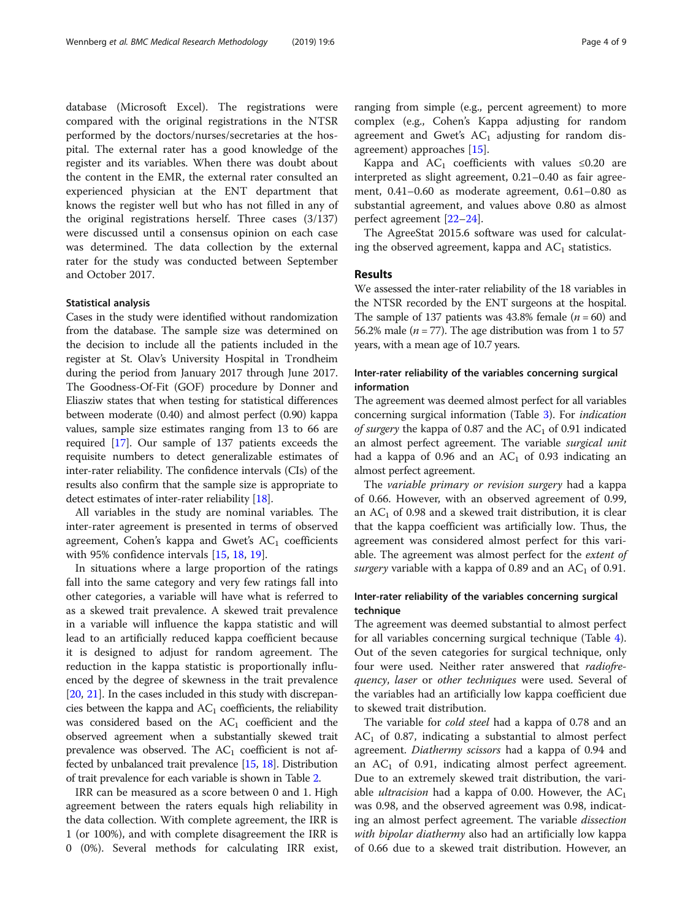database (Microsoft Excel). The registrations were compared with the original registrations in the NTSR performed by the doctors/nurses/secretaries at the hospital. The external rater has a good knowledge of the register and its variables. When there was doubt about the content in the EMR, the external rater consulted an experienced physician at the ENT department that knows the register well but who has not filled in any of the original registrations herself. Three cases (3/137) were discussed until a consensus opinion on each case was determined. The data collection by the external rater for the study was conducted between September and October 2017.

### Statistical analysis

Cases in the study were identified without randomization from the database. The sample size was determined on the decision to include all the patients included in the register at St. Olav's University Hospital in Trondheim during the period from January 2017 through June 2017. The Goodness-Of-Fit (GOF) procedure by Donner and Eliasziw states that when testing for statistical differences between moderate (0.40) and almost perfect (0.90) kappa values, sample size estimates ranging from 13 to 66 are required [17]. Our sample of 137 patients exceeds the requisite numbers to detect generalizable estimates of inter-rater reliability. The confidence intervals (CIs) of the results also confirm that the sample size is appropriate to detect estimates of inter-rater reliability [18].

All variables in the study are nominal variables. The inter-rater agreement is presented in terms of observed agreement, Cohen's kappa and Gwet's $AC_1$ coefficients with 95% confidence intervals [15, 18, 19].

In situations where a large proportion of the ratings fall into the same category and very few ratings fall into other categories, a variable will have what is referred to as a skewed trait prevalence. A skewed trait prevalence in a variable will influence the kappa statistic and will lead to an artificially reduced kappa coefficient because it is designed to adjust for random agreement. The reduction in the kappa statistic is proportionally influenced by the degree of skewness in the trait prevalence [20, 21]. In the cases included in this study with discrepancies between the kappa and $AC_1$ coefficients, the reliability was considered based on the $AC_1$ coefficient and the observed agreement when a substantially skewed trait prevalence was observed. The $AC_1$ coefficient is not affected by unbalanced trait prevalence [15, 18]. Distribution of trait prevalence for each variable is shown in Table 2.

IRR can be measured as a score between 0 and 1. High agreement between the raters equals high reliability in the data collection. With complete agreement, the IRR is 1 (or 100%), and with complete disagreement the IRR is 0 (0%). Several methods for calculating IRR exist, ranging from simple (e.g., percent agreement) to more complex (e.g., Cohen's Kappa adjusting for random agreement and Gwet's $AC_1$ adjusting for random disagreement) approaches [15].

Kappa and $AC_1$ coefficients with values ≤0.20 are interpreted as slight agreement, 0.21–0.40 as fair agreement, 0.41–0.60 as moderate agreement, 0.61–0.80 as substantial agreement, and values above 0.80 as almost perfect agreement [22–24].

The AgreeStat 2015.6 software was used for calculating the observed agreement, kappa and $AC_1$ statistics.

## Results

We assessed the inter-rater reliability of the 18 variables in the NTSR recorded by the ENT surgeons at the hospital. The sample of 137 patients was 43.8% female ($n = 60$) and 56.2% male ($n = 77$). The age distribution was from 1 to 57 years, with a mean age of 10.7 years.

### Inter-rater reliability of the variables concerning surgical information

The agreement was deemed almost perfect for all variables concerning surgical information (Table 3). For *indication of surgery* the kappa of 0.87 and the $AC_1$ of 0.91 indicated an almost perfect agreement. The variable *surgical unit* had a kappa of 0.96 and an $AC_1$ of 0.93 indicating an almost perfect agreement.

The *variable primary or revision surgery* had a kappa of 0.66. However, with an observed agreement of 0.99, an $AC_1$ of 0.98 and a skewed trait distribution, it is clear that the kappa coefficient was artificially low. Thus, the agreement was considered almost perfect for this variable. The agreement was almost perfect for the *extent of surgery* variable with a kappa of 0.89 and an $AC_1$ of 0.91.

### Inter-rater reliability of the variables concerning surgical technique

The agreement was deemed substantial to almost perfect for all variables concerning surgical technique (Table 4). Out of the seven categories for surgical technique, only four were used. Neither rater answered that *radiofrequency*, *laser* or *other techniques* were used. Several of the variables had an artificially low kappa coefficient due to skewed trait distribution.

The variable for *cold steel* had a kappa of 0.78 and an $AC_1$ of 0.87, indicating a substantial to almost perfect agreement. *Diathermy scissors* had a kappa of 0.94 and an $AC_1$ of 0.91, indicating almost perfect agreement. Due to an extremely skewed trait distribution, the variable *ultracision* had a kappa of 0.00. However, the $AC_1$ was 0.98, and the observed agreement was 0.98, indicating an almost perfect agreement. The variable *dissection with bipolar diathermy* also had an artificially low kappa of 0.66 due to a skewed trait distribution. However, an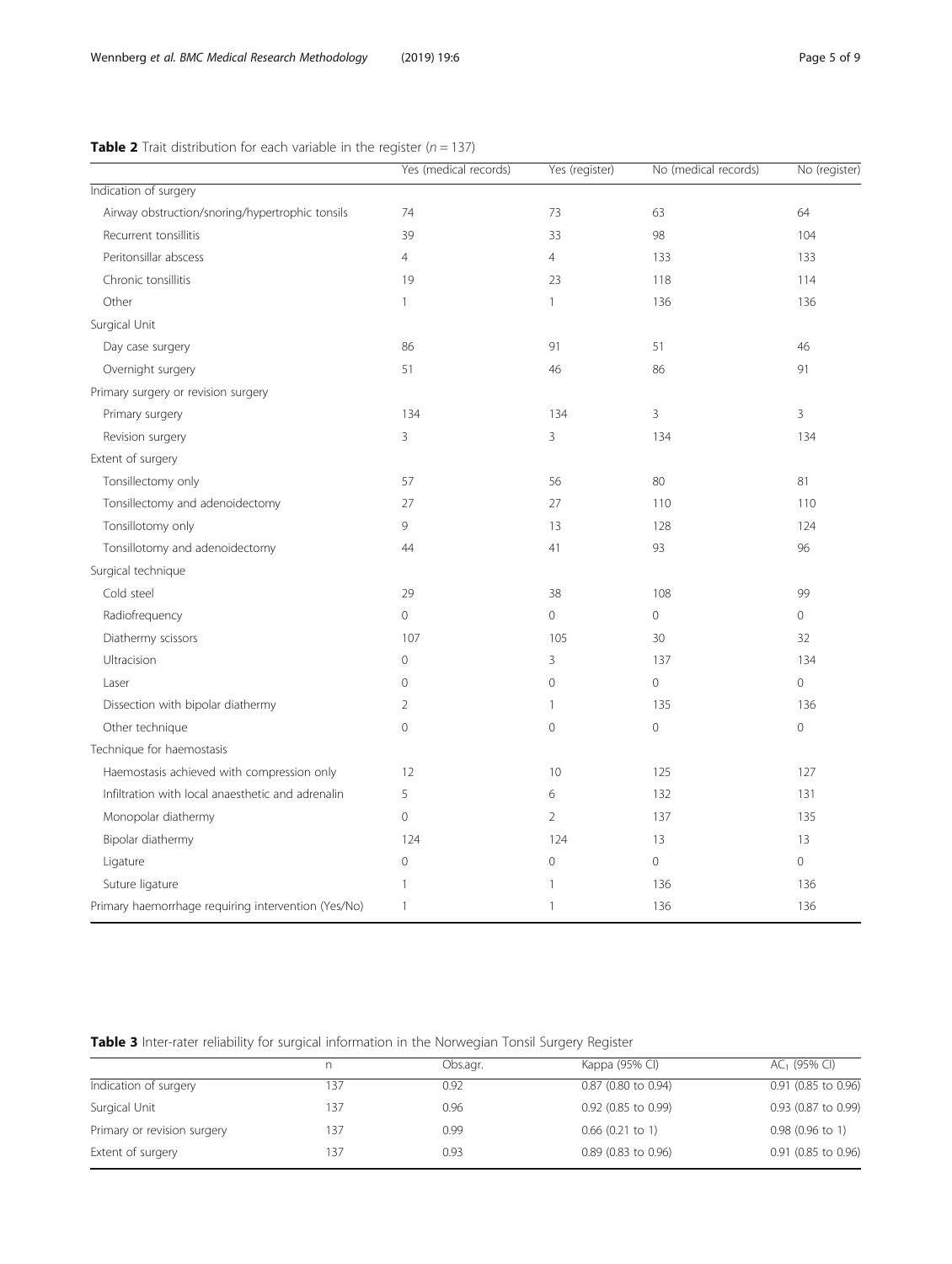**Table 2** Trait distribution for each variable in the register ($n = 137$)

| | Yes (medical records) | Yes (register) | No (medical records) | No (register) |
|---|---|---|---|---|
| Indication of surgery | | | | |
| Airway obstruction/snoring/hypertrophic tonsils | 74 | 73 | 63 | 64 |
| Recurrent tonsillitis | 39 | 33 | 98 | 104 |
| Peritonsillar abscess | 4 | 4 | 133 | 133 |
| Chronic tonsillitis | 19 | 23 | 118 | 114 |
| Other | 1 | 1 | 136 | 136 |
| Surgical Unit | | | | |
| Day case surgery | 86 | 91 | 51 | 46 |
| Overnight surgery | 51 | 46 | 86 | 91 |
| Primary surgery or revision surgery | | | | |
| Primary surgery | 134 | 134 | 3 | 3 |
| Revision surgery | 3 | 3 | 134 | 134 |
| Extent of surgery | | | | |
| Tonsillectomy only | 57 | 56 | 80 | 81 |
| Tonsillectomy and adenoidectomy | 27 | 27 | 110 | 110 |
| Tonsillotomy only | 9 | 13 | 128 | 124 |
| Tonsillotomy and adenoidectomy | 44 | 41 | 93 | 96 |
| Surgical technique | | | | |
| Cold steel | 29 | 38 | 108 | 99 |
| Radiofrequency | 0 | 0 | 0 | 0 |
| Diathermy scissors | 107 | 105 | 30 | 32 |
| Ultracision | 0 | 3 | 137 | 134 |
| Laser | 0 | 0 | 0 | 0 |
| Dissection with bipolar diathermy | 2 | 1 | 135 | 136 |
| Other technique | 0 | 0 | 0 | 0 |
| Technique for haemostasis | | | | |
| Haemostasis achieved with compression only | 12 | 10 | 125 | 127 |
| Infiltration with local anaesthetic and adrenalin | 5 | 6 | 132 | 131 |
| Monopolar diathermy | 0 | 2 | 137 | 135 |
| Bipolar diathermy | 124 | 124 | 13 | 13 |
| Ligature | 0 | 0 | 0 | 0 |
| Suture ligature | 1 | 1 | 136 | 136 |
| Primary haemorrhage requiring intervention (Yes/No) | 1 | 1 | 136 | 136 |

**Table 3** Inter-rater reliability for surgical information in the Norwegian Tonsil Surgery Register

| | n | Obs.agr. | Kappa (95% CI) | $AC_1$ (95% CI) |
|---|---|---|---|---|
| Indication of surgery | 137 | 0.92 | 0.87 (0.80 to 0.94) | 0.91 (0.85 to 0.96) |
| Surgical Unit | 137 | 0.96 | 0.92 (0.85 to 0.99) | 0.93 (0.87 to 0.99) |
| Primary or revision surgery | 137 | 0.99 | 0.66 (0.21 to 1) | 0.98 (0.96 to 1) |
| Extent of surgery | 137 | 0.93 | 0.89 (0.83 to 0.96) | 0.91 (0.85 to 0.96) |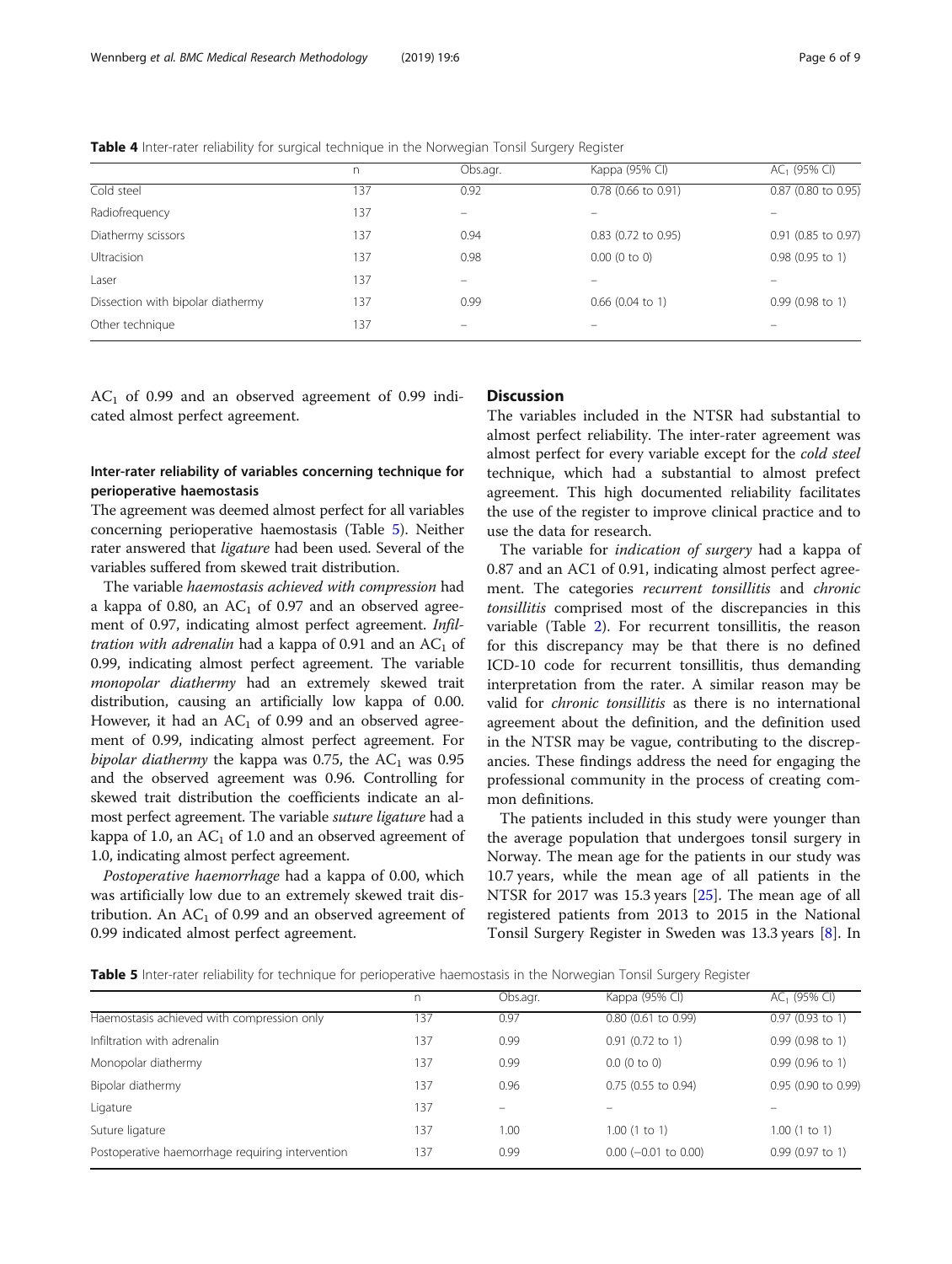**Table 4** Inter-rater reliability for surgical technique in the Norwegian Tonsil Surgery Register

|  | n | Obs.agr. | Kappa (95% CI) | $AC_1$ (95% CI) |
|---|---|---|---|---|
| Cold steel | 137 | 0.92 | 0.78 (0.66 to 0.91) | 0.87 (0.80 to 0.95) |
| Radiofrequency | 137 | – | – | – |
| Diathermy scissors | 137 | 0.94 | 0.83 (0.72 to 0.95) | 0.91 (0.85 to 0.97) |
| Ultracision | 137 | 0.98 | 0.00 (0 to 0) | 0.98 (0.95 to 1) |
| Laser | 137 | – | – | – |
| Dissection with bipolar diathermy | 137 | 0.99 | 0.66 (0.04 to 1) | 0.99 (0.98 to 1) |
| Other technique | 137 | – | – | – |

$AC_1$ of 0.99 and an observed agreement of 0.99 indicated almost perfect agreement.

### Inter-rater reliability of variables concerning technique for perioperative haemostasis

The agreement was deemed almost perfect for all variables concerning perioperative haemostasis (Table 5). Neither rater answered that *ligature* had been used. Several of the variables suffered from skewed trait distribution.

The variable *haemostasis achieved with compression* had a kappa of 0.80, an $AC_1$ of 0.97 and an observed agreement of 0.97, indicating almost perfect agreement. *Infiltration with adrenalin* had a kappa of 0.91 and an $AC_1$ of 0.99, indicating almost perfect agreement. The variable *monopolar diathermy* had an extremely skewed trait distribution, causing an artificially low kappa of 0.00. However, it had an $AC_1$ of 0.99 and an observed agreement of 0.99, indicating almost perfect agreement. For *bipolar diathermy* the kappa was 0.75, the $AC_1$ was 0.95 and the observed agreement was 0.96. Controlling for skewed trait distribution the coefficients indicate an almost perfect agreement. The variable *suture ligature* had a kappa of 1.0, an $AC_1$ of 1.0 and an observed agreement of 1.0, indicating almost perfect agreement.

*Postoperative haemorrhage* had a kappa of 0.00, which was artificially low due to an extremely skewed trait distribution. An $AC_1$ of 0.99 and an observed agreement of 0.99 indicated almost perfect agreement.

## Discussion

The variables included in the NTSR had substantial to almost perfect reliability. The inter-rater agreement was almost perfect for every variable except for the *cold steel* technique, which had a substantial to almost prefect agreement. This high documented reliability facilitates the use of the register to improve clinical practice and to use the data for research.

The variable for *indication of surgery* had a kappa of 0.87 and an AC1 of 0.91, indicating almost perfect agreement. The categories *recurrent tonsillitis* and *chronic tonsillitis* comprised most of the discrepancies in this variable (Table 2). For recurrent tonsillitis, the reason for this discrepancy may be that there is no defined ICD-10 code for recurrent tonsillitis, thus demanding interpretation from the rater. A similar reason may be valid for *chronic tonsillitis* as there is no international agreement about the definition, and the definition used in the NTSR may be vague, contributing to the discrepancies. These findings address the need for engaging the professional community in the process of creating common definitions.

The patients included in this study were younger than the average population that undergoes tonsil surgery in Norway. The mean age for the patients in our study was 10.7 years, while the mean age of all patients in the NTSR for 2017 was 15.3 years [25]. The mean age of all registered patients from 2013 to 2015 in the National Tonsil Surgery Register in Sweden was 13.3 years [8]. In

**Table 5** Inter-rater reliability for technique for perioperative haemostasis in the Norwegian Tonsil Surgery Register

|  | n | Obs.agr. | Kappa (95% CI) | $AC_1$ (95% CI) |
|---|---|---|---|---|
| Haemostasis achieved with compression only | 137 | 0.97 | 0.80 (0.61 to 0.99) | 0.97 (0.93 to 1) |
| Infiltration with adrenalin | 137 | 0.99 | 0.91 (0.72 to 1) | 0.99 (0.98 to 1) |
| Monopolar diathermy | 137 | 0.99 | 0.0 (0 to 0) | 0.99 (0.96 to 1) |
| Bipolar diathermy | 137 | 0.96 | 0.75 (0.55 to 0.94) | 0.95 (0.90 to 0.99) |
| Ligature | 137 | – | – | – |
| Suture ligature | 137 | 1.00 | 1.00 (1 to 1) | 1.00 (1 to 1) |
| Postoperative haemorrhage requiring intervention | 137 | 0.99 | 0.00 (−0.01 to 0.00) | 0.99 (0.97 to 1) |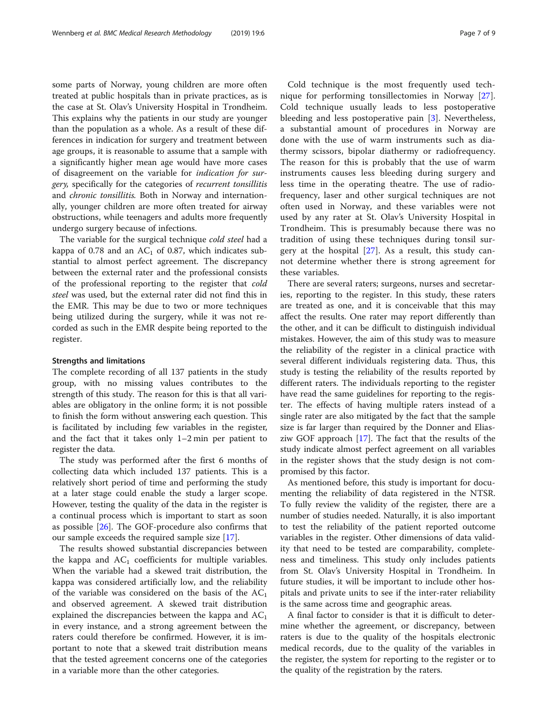some parts of Norway, young children are more often treated at public hospitals than in private practices, as is the case at St. Olav's University Hospital in Trondheim. This explains why the patients in our study are younger than the population as a whole. As a result of these differences in indication for surgery and treatment between age groups, it is reasonable to assume that a sample with a significantly higher mean age would have more cases of disagreement on the variable for *indication for surgery,* specifically for the categories of *recurrent tonsillitis* and *chronic tonsillitis.* Both in Norway and internationally, younger children are more often treated for airway obstructions, while teenagers and adults more frequently undergo surgery because of infections.

The variable for the surgical technique *cold steel* had a kappa of 0.78 and an $AC_1$ of 0.87, which indicates substantial to almost perfect agreement. The discrepancy between the external rater and the professional consists of the professional reporting to the register that *cold steel* was used, but the external rater did not find this in the EMR. This may be due to two or more techniques being utilized during the surgery, while it was not recorded as such in the EMR despite being reported to the register.

### Strengths and limitations

The complete recording of all 137 patients in the study group, with no missing values contributes to the strength of this study. The reason for this is that all variables are obligatory in the online form; it is not possible to finish the form without answering each question. This is facilitated by including few variables in the register, and the fact that it takes only 1–2 min per patient to register the data.

The study was performed after the first 6 months of collecting data which included 137 patients. This is a relatively short period of time and performing the study at a later stage could enable the study a larger scope. However, testing the quality of the data in the register is a continual process which is important to start as soon as possible [26]. The GOF-procedure also confirms that our sample exceeds the required sample size [17].

The results showed substantial discrepancies between the kappa and $AC_1$ coefficients for multiple variables. When the variable had a skewed trait distribution, the kappa was considered artificially low, and the reliability of the variable was considered on the basis of the $AC_1$ and observed agreement. A skewed trait distribution explained the discrepancies between the kappa and $AC_1$ in every instance, and a strong agreement between the raters could therefore be confirmed. However, it is important to note that a skewed trait distribution means that the tested agreement concerns one of the categories in a variable more than the other categories.

Cold technique is the most frequently used technique for performing tonsillectomies in Norway [27]. Cold technique usually leads to less postoperative bleeding and less postoperative pain [3]. Nevertheless, a substantial amount of procedures in Norway are done with the use of warm instruments such as diathermy scissors, bipolar diathermy or radiofrequency. The reason for this is probably that the use of warm instruments causes less bleeding during surgery and less time in the operating theatre. The use of radiofrequency, laser and other surgical techniques are not often used in Norway, and these variables were not used by any rater at St. Olav's University Hospital in Trondheim. This is presumably because there was no tradition of using these techniques during tonsil surgery at the hospital [27]. As a result, this study cannot determine whether there is strong agreement for these variables.

There are several raters; surgeons, nurses and secretaries, reporting to the register. In this study, these raters are treated as one, and it is conceivable that this may affect the results. One rater may report differently than the other, and it can be difficult to distinguish individual mistakes. However, the aim of this study was to measure the reliability of the register in a clinical practice with several different individuals registering data. Thus, this study is testing the reliability of the results reported by different raters. The individuals reporting to the register have read the same guidelines for reporting to the register. The effects of having multiple raters instead of a single rater are also mitigated by the fact that the sample size is far larger than required by the Donner and Eliasziw GOF approach [17]. The fact that the results of the study indicate almost perfect agreement on all variables in the register shows that the study design is not compromised by this factor.

As mentioned before, this study is important for documenting the reliability of data registered in the NTSR. To fully review the validity of the register, there are a number of studies needed. Naturally, it is also important to test the reliability of the patient reported outcome variables in the register. Other dimensions of data validity that need to be tested are comparability, completeness and timeliness. This study only includes patients from St. Olav's University Hospital in Trondheim. In future studies, it will be important to include other hospitals and private units to see if the inter-rater reliability is the same across time and geographic areas.

A final factor to consider is that it is difficult to determine whether the agreement, or discrepancy, between raters is due to the quality of the hospitals electronic medical records, due to the quality of the variables in the register, the system for reporting to the register or to the quality of the registration by the raters.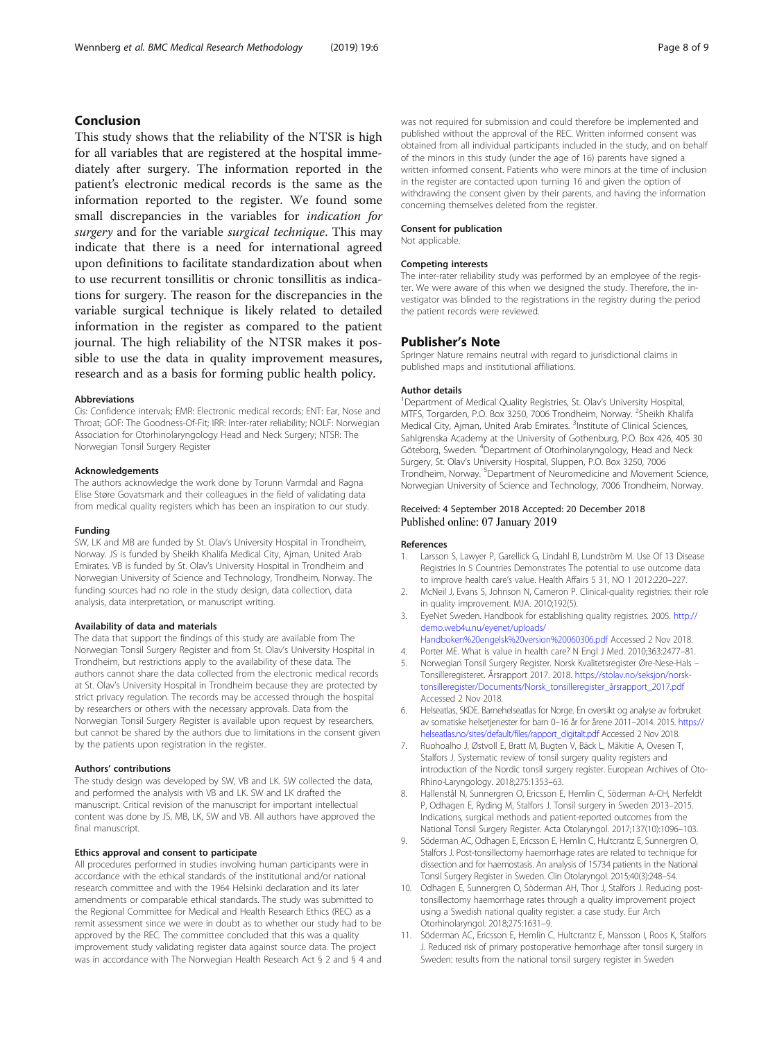## Conclusion

This study shows that the reliability of the NTSR is high for all variables that are registered at the hospital immediately after surgery. The information reported in the patient's electronic medical records is the same as the information reported to the register. We found some small discrepancies in the variables for *indication for surgery* and for the variable *surgical technique*. This may indicate that there is a need for international agreed upon definitions to facilitate standardization about when to use recurrent tonsillitis or chronic tonsillitis as indications for surgery. The reason for the discrepancies in the variable surgical technique is likely related to detailed information in the register as compared to the patient journal. The high reliability of the NTSR makes it possible to use the data in quality improvement measures, research and as a basis for forming public health policy.

#### Abbreviations

CIs: Confidence intervals; EMR: Electronic medical records; ENT: Ear, Nose and Throat; GOF: The Goodness-Of-Fit; IRR: Inter-rater reliability; NOLF: Norwegian Association for Otorhinolaryngology Head and Neck Surgery; NTSR: The Norwegian Tonsil Surgery Register

#### Acknowledgements

The authors acknowledge the work done by Torunn Varmdal and Ragna Elise Støre Govatsmark and their colleagues in the field of validating data from medical quality registers which has been an inspiration to our study.

#### Funding

SW, LK and MB are funded by St. Olav's University Hospital in Trondheim, Norway. JS is funded by Sheikh Khalifa Medical City, Ajman, United Arab Emirates. VB is funded by St. Olav's University Hospital in Trondheim and Norwegian University of Science and Technology, Trondheim, Norway. The funding sources had no role in the study design, data collection, data analysis, data interpretation, or manuscript writing.

#### Availability of data and materials

The data that support the findings of this study are available from The Norwegian Tonsil Surgery Register and from St. Olav's University Hospital in Trondheim, but restrictions apply to the availability of these data. The authors cannot share the data collected from the electronic medical records at St. Olav's University Hospital in Trondheim because they are protected by strict privacy regulation. The records may be accessed through the hospital by researchers or others with the necessary approvals. Data from the Norwegian Tonsil Surgery Register is available upon request by researchers, but cannot be shared by the authors due to limitations in the consent given by the patients upon registration in the register.

#### Authors' contributions

The study design was developed by SW, VB and LK. SW collected the data, and performed the analysis with VB and LK. SW and LK drafted the manuscript. Critical revision of the manuscript for important intellectual content was done by JS, MB, LK, SW and VB. All authors have approved the final manuscript.

#### Ethics approval and consent to participate

All procedures performed in studies involving human participants were in accordance with the ethical standards of the institutional and/or national research committee and with the 1964 Helsinki declaration and its later amendments or comparable ethical standards. The study was submitted to the Regional Committee for Medical and Health Research Ethics (REC) as a remit assessment since we were in doubt as to whether our study had to be approved by the REC. The committee concluded that this was a quality improvement study validating register data against source data. The project was in accordance with The Norwegian Health Research Act § 2 and § 4 and was not required for submission and could therefore be implemented and published without the approval of the REC. Written informed consent was obtained from all individual participants included in the study, and on behalf of the minors in this study (under the age of 16) parents have signed a written informed consent. Patients who were minors at the time of inclusion in the register are contacted upon turning 16 and given the option of withdrawing the consent given by their parents, and having the information concerning themselves deleted from the register.

#### Consent for publication

Not applicable.

#### Competing interests

The inter-rater reliability study was performed by an employee of the register. We were aware of this when we designed the study. Therefore, the investigator was blinded to the registrations in the registry during the period the patient records were reviewed.

## Publisher's Note

Springer Nature remains neutral with regard to jurisdictional claims in published maps and institutional affiliations.

#### Author details

[1]Department of Medical Quality Registries, St. Olav's University Hospital, MTFS, Torgarden, P.O. Box 3250, 7006 Trondheim, Norway. [2]Sheikh Khalifa Medical City, Ajman, United Arab Emirates. [3]Institute of Clinical Sciences, Sahlgrenska Academy at the University of Gothenburg, P.O. Box 426, 405 30 Göteborg, Sweden. [4]Department of Otorhinolaryngology, Head and Neck Surgery, St. Olav's University Hospital, Sluppen, P.O. Box 3250, 7006 Trondheim, Norway. [5]Department of Neuromedicine and Movement Science, Norwegian University of Science and Technology, 7006 Trondheim, Norway.

Received: 4 September 2018 Accepted: 20 December 2018
Published online: 07 January 2019

#### References

1. Larsson S, Lawyer P, Garellick G, Lindahl B, Lundström M. Use Of 13 Disease Registries In 5 Countries Demonstrates The potential to use outcome data to improve health care's value. Health Affairs 5 31, NO 1 2012:220–227.
2. McNeil J, Evans S, Johnson N, Cameron P. Clinical-quality registries: their role in quality improvement. MJA. 2010;192(5).
3. EyeNet Sweden. Handbook for establishing quality registries. 2005. http://demo.web4u.nu/eyenet/uploads/Handboken%20engelsk%20version%20060306.pdf Accessed 2 Nov 2018.
4. Porter ME. What is value in health care? N Engl J Med. 2010;363:2477–81.
5. Norwegian Tonsil Surgery Register. Norsk Kvalitetsregister Øre-Nese-Hals – Tonsilleregisteret. Årsrapport 2017. 2018. https://stolav.no/seksjon/norsk-tonsilleregister/Documents/Norsk_tonsilleregister_årsrapport_2017.pdf Accessed 2 Nov 2018.
6. Helseatlas, SKDE. Barnehelseatlas for Norge. En oversikt og analyse av forbruket av somatiske helsetjenester for barn 0–16 år for årene 2011–2014. 2015. https://helseatlas.no/sites/default/files/rapport_digitalt.pdf Accessed 2 Nov 2018.
7. Ruohoalho J, Østvoll E, Bratt M, Bugten V, Bäck L, Mäkitie A, Ovesen T, Stalfors J. Systematic review of tonsil surgery quality registers and introduction of the Nordic tonsil surgery register. European Archives of Oto-Rhino-Laryngology. 2018;275:1353–63.
8. Hallenstål N, Sunnergren O, Ericsson E, Hemlin C, Söderman A-CH, Nerfeldt P, Odhagen E, Ryding M, Stalfors J. Tonsil surgery in Sweden 2013–2015. Indications, surgical methods and patient-reported outcomes from the National Tonsil Surgery Register. Acta Otolaryngol. 2017;137(10):1096–103.
9. Söderman AC, Odhagen E, Ericsson E, Hemlin C, Hultcrantz E, Sunnergren O, Stalfors J. Post-tonsillectomy haemorrhage rates are related to technique for dissection and for haemostasis. An analysis of 15734 patients in the National Tonsil Surgery Register in Sweden. Clin Otolaryngol. 2015;40(3):248–54.
10. Odhagen E, Sunnergren O, Söderman AH, Thor J, Stalfors J. Reducing post-tonsillectomy haemorrhage rates through a quality improvement project using a Swedish national quality register: a case study. Eur Arch Otorhinolaryngol. 2018;275:1631–9.
11. Söderman AC, Ericsson E, Hemlin C, Hultcrantz E, Mansson I, Roos K, Stalfors J. Reduced risk of primary postoperative hemorrhage after tonsil surgery in Sweden: results from the national tonsil surgery register in Sweden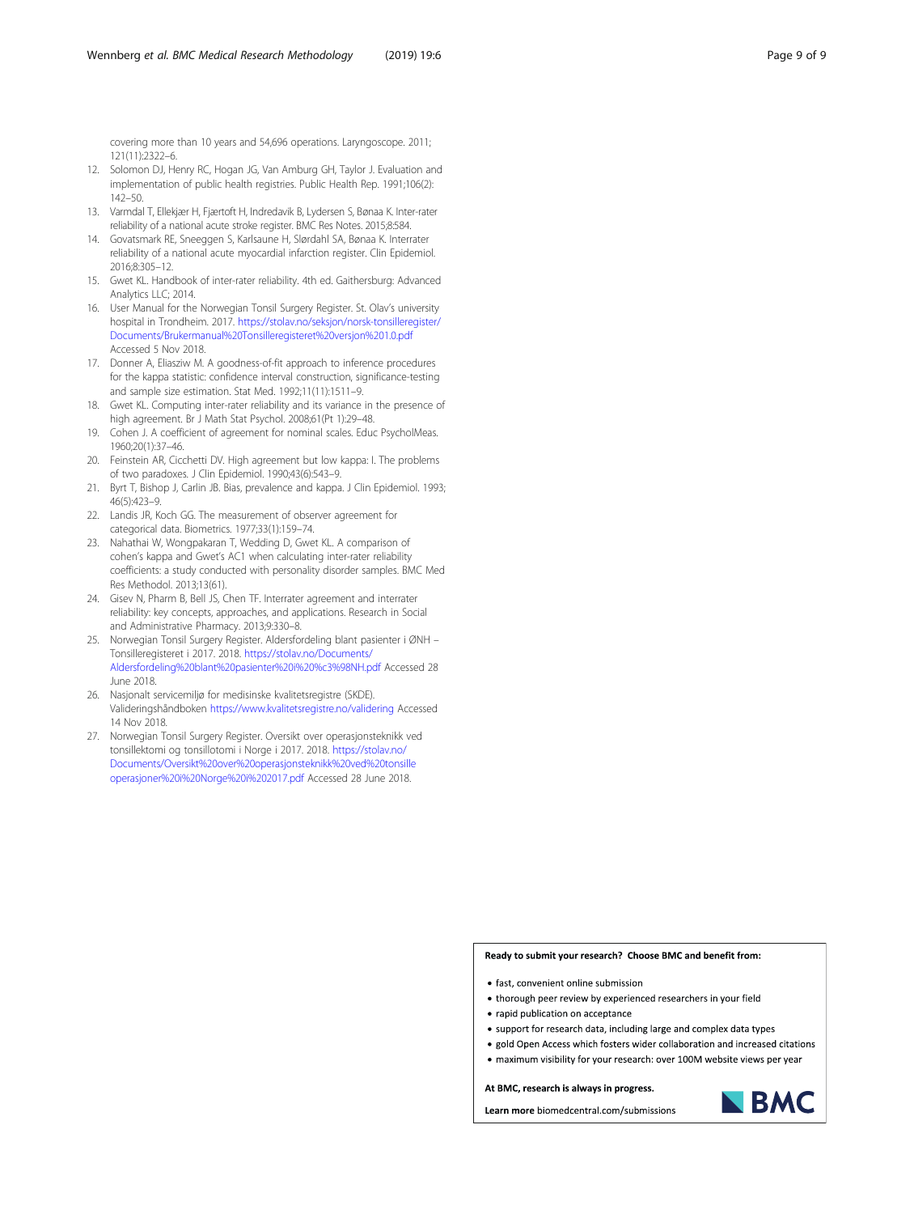covering more than 10 years and 54,696 operations. Laryngoscope. 2011; 121(11):2322–6.

12. Solomon DJ, Henry RC, Hogan JG, Van Amburg GH, Taylor J. Evaluation and implementation of public health registries. Public Health Rep. 1991;106(2): 142–50.
13. Varmdal T, Ellekjær H, Fjærtoft H, Indredavik B, Lydersen S, Bønaa K. Inter-rater reliability of a national acute stroke register. BMC Res Notes. 2015;8:584.
14. Govatsmark RE, Sneeggen S, Karlsaune H, Slørdahl SA, Bønaa K. Interrater reliability of a national acute myocardial infarction register. Clin Epidemiol. 2016;8:305–12.
15. Gwet KL. Handbook of inter-rater reliability. 4th ed. Gaithersburg: Advanced Analytics LLC; 2014.
16. User Manual for the Norwegian Tonsil Surgery Register. St. Olav's university hospital in Trondheim. 2017. https://stolav.no/seksjon/norsk-tonsilleregister/Documents/Brukermanual%20Tonsilleregisteret%20versjon%201.0.pdf Accessed 5 Nov 2018.
17. Donner A, Eliasziw M. A goodness-of-fit approach to inference procedures for the kappa statistic: confidence interval construction, significance-testing and sample size estimation. Stat Med. 1992;11(11):1511–9.
18. Gwet KL. Computing inter-rater reliability and its variance in the presence of high agreement. Br J Math Stat Psychol. 2008;61(Pt 1):29–48.
19. Cohen J. A coefficient of agreement for nominal scales. Educ PsycholMeas. 1960;20(1):37–46.
20. Feinstein AR, Cicchetti DV. High agreement but low kappa: I. The problems of two paradoxes. J Clin Epidemiol. 1990;43(6):543–9.
21. Byrt T, Bishop J, Carlin JB. Bias, prevalence and kappa. J Clin Epidemiol. 1993; 46(5):423–9.
22. Landis JR, Koch GG. The measurement of observer agreement for categorical data. Biometrics. 1977;33(1):159–74.
23. Nahathai W, Wongpakaran T, Wedding D, Gwet KL. A comparison of cohen's kappa and Gwet's AC1 when calculating inter-rater reliability coefficients: a study conducted with personality disorder samples. BMC Med Res Methodol. 2013;13(61).
24. Gisev N, Pharm B, Bell JS, Chen TF. Interrater agreement and interrater reliability: key concepts, approaches, and applications. Research in Social and Administrative Pharmacy. 2013;9:330–8.
25. Norwegian Tonsil Surgery Register. Aldersfordeling blant pasienter i ØNH – Tonsilleregisteret i 2017. 2018. https://stolav.no/Documents/Aldersfordeling%20blant%20pasienter%20i%20%c3%98NH.pdf Accessed 28 June 2018.
26. Nasjonalt servicemiljø for medisinske kvalitetsregistre (SKDE). Valideringshåndboken https://www.kvalitetsregistre.no/validering Accessed 14 Nov 2018.
27. Norwegian Tonsil Surgery Register. Oversikt over operasjonsteknikk ved tonsillektomi og tonsillotomi i Norge i 2017. 2018. https://stolav.no/Documents/Oversikt%20over%20operasjonsteknikk%20ved%20tonsilleoperasjoner%20i%20Norge%20i%202017.pdf Accessed 28 June 2018.

**Ready to submit your research? Choose BMC and benefit from:**

- fast, convenient online submission
- thorough peer review by experienced researchers in your field
- rapid publication on acceptance
- support for research data, including large and complex data types
- gold Open Access which fosters wider collaboration and increased citations
- maximum visibility for your research: over 100M website views per year

**At BMC, research is always in progress.**

**Learn more** biomedcentral.com/submissions

BMC